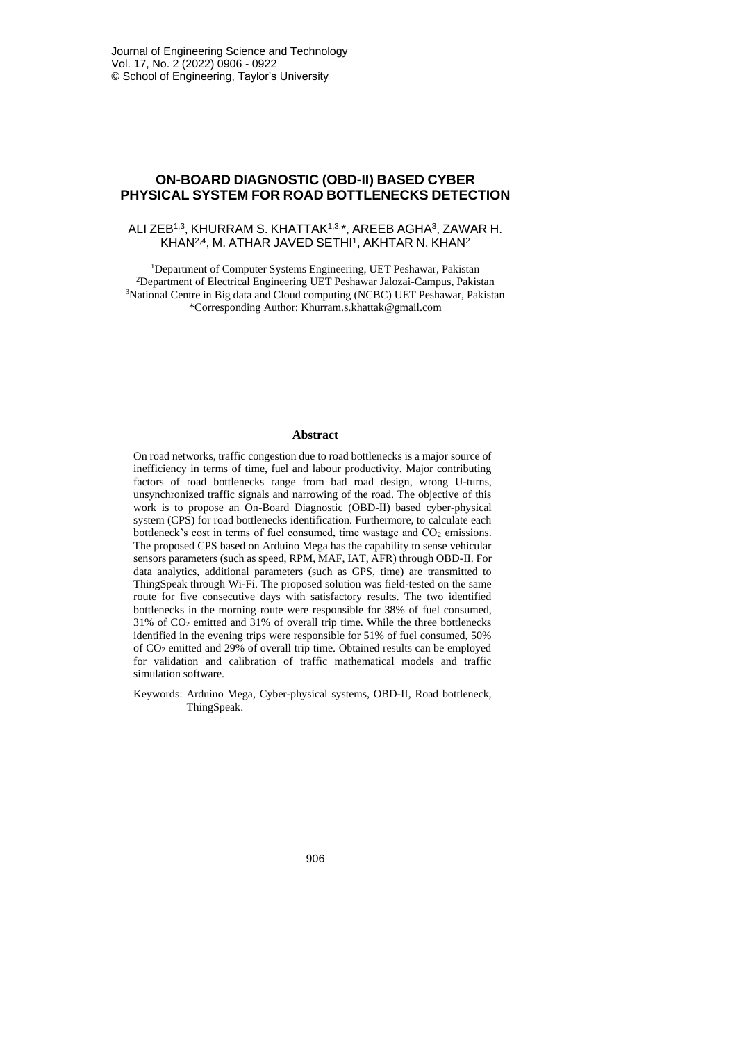# ON-BOARD DIAGNOSTIC (OBD-II) BASED CYBER PHYSICAL SYSTEM FOR ROAD BOTTLENECKS DETECTION

ALI ZEB[1,3], KHURRAM S. KHATTAK[1,3,*], AREEB AGHA[3], ZAWAR H. KHAN[2,4], M. ATHAR JAVED SETHI[1], AKHTAR N. KHAN[2]

[1]Department of Computer Systems Engineering, UET Peshawar, Pakistan
[2]Department of Electrical Engineering UET Peshawar Jalozai-Campus, Pakistan
[3]National Centre in Big data and Cloud computing (NCBC) UET Peshawar, Pakistan
*Corresponding Author: Khurram.s.khattak@gmail.com

## Abstract

On road networks, traffic congestion due to road bottlenecks is a major source of inefficiency in terms of time, fuel and labour productivity. Major contributing factors of road bottlenecks range from bad road design, wrong U-turns, unsynchronized traffic signals and narrowing of the road. The objective of this work is to propose an On-Board Diagnostic (OBD-II) based cyber-physical system (CPS) for road bottlenecks identification. Furthermore, to calculate each bottleneck's cost in terms of fuel consumed, time wastage and $CO_2$ emissions. The proposed CPS based on Arduino Mega has the capability to sense vehicular sensors parameters (such as speed, RPM, MAF, IAT, AFR) through OBD-II. For data analytics, additional parameters (such as GPS, time) are transmitted to ThingSpeak through Wi-Fi. The proposed solution was field-tested on the same route for five consecutive days with satisfactory results. The two identified bottlenecks in the morning route were responsible for 38% of fuel consumed, 31% of $CO_2$ emitted and 31% of overall trip time. While the three bottlenecks identified in the evening trips were responsible for 51% of fuel consumed, 50% of $CO_2$ emitted and 29% of overall trip time. Obtained results can be employed for validation and calibration of traffic mathematical models and traffic simulation software.

Keywords: Arduino Mega, Cyber-physical systems, OBD-II, Road bottleneck, ThingSpeak.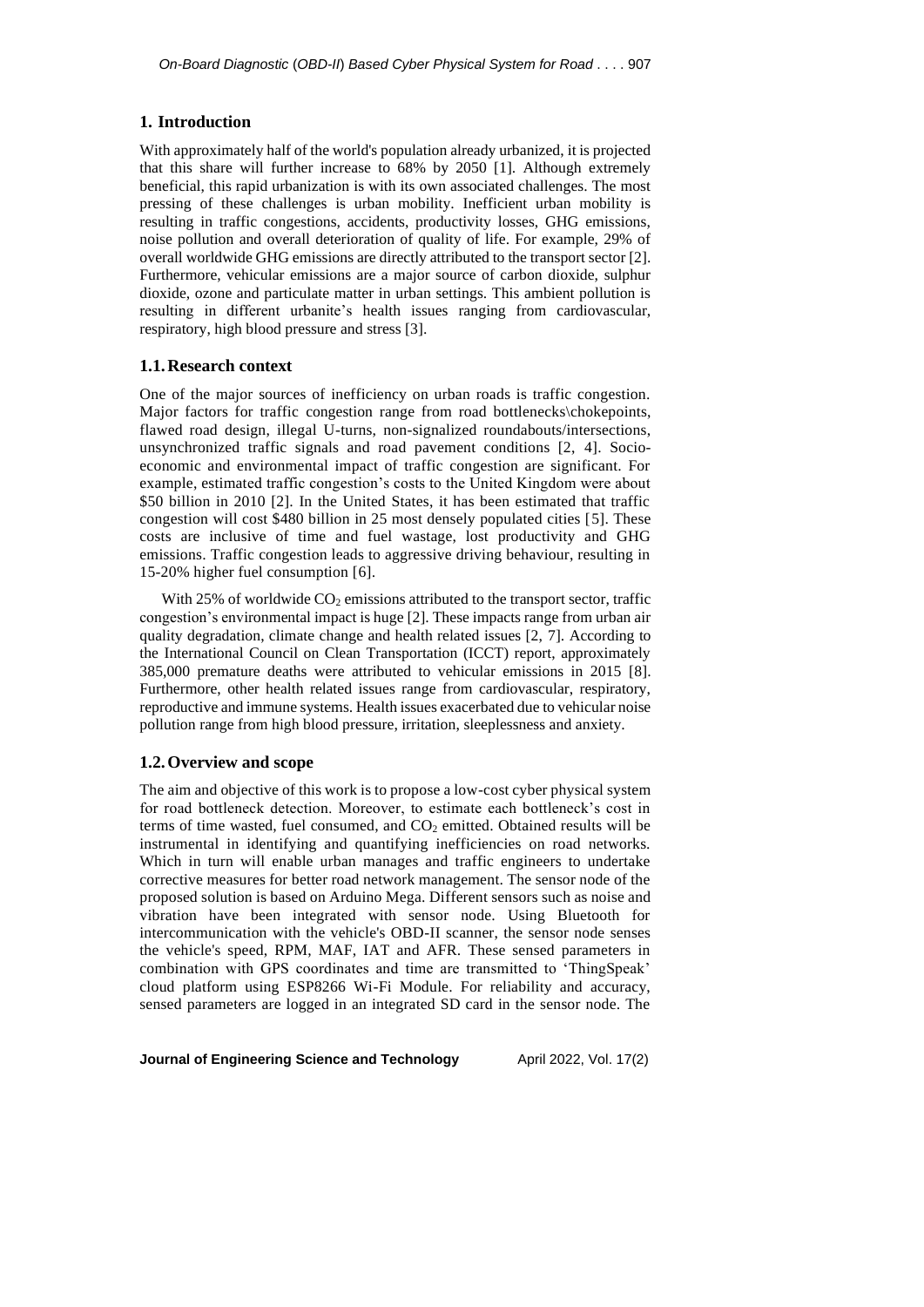## 1. Introduction

With approximately half of the world's population already urbanized, it is projected that this share will further increase to 68% by 2050 [1]. Although extremely beneficial, this rapid urbanization is with its own associated challenges. The most pressing of these challenges is urban mobility. Inefficient urban mobility is resulting in traffic congestions, accidents, productivity losses, GHG emissions, noise pollution and overall deterioration of quality of life. For example, 29% of overall worldwide GHG emissions are directly attributed to the transport sector [2]. Furthermore, vehicular emissions are a major source of carbon dioxide, sulphur dioxide, ozone and particulate matter in urban settings. This ambient pollution is resulting in different urbanite's health issues ranging from cardiovascular, respiratory, high blood pressure and stress [3].

### 1.1. Research context

One of the major sources of inefficiency on urban roads is traffic congestion. Major factors for traffic congestion range from road bottlenecks\chokepoints, flawed road design, illegal U-turns, non-signalized roundabouts/intersections, unsynchronized traffic signals and road pavement conditions [2, 4]. Socio-economic and environmental impact of traffic congestion are significant. For example, estimated traffic congestion's costs to the United Kingdom were about \$50 billion in 2010 [2]. In the United States, it has been estimated that traffic congestion will cost \$480 billion in 25 most densely populated cities [5]. These costs are inclusive of time and fuel wastage, lost productivity and GHG emissions. Traffic congestion leads to aggressive driving behaviour, resulting in 15-20% higher fuel consumption [6].

With 25% of worldwide $CO_2$ emissions attributed to the transport sector, traffic congestion's environmental impact is huge [2]. These impacts range from urban air quality degradation, climate change and health related issues [2, 7]. According to the International Council on Clean Transportation (ICCT) report, approximately 385,000 premature deaths were attributed to vehicular emissions in 2015 [8]. Furthermore, other health related issues range from cardiovascular, respiratory, reproductive and immune systems. Health issues exacerbated due to vehicular noise pollution range from high blood pressure, irritation, sleeplessness and anxiety.

### 1.2. Overview and scope

The aim and objective of this work is to propose a low-cost cyber physical system for road bottleneck detection. Moreover, to estimate each bottleneck's cost in terms of time wasted, fuel consumed, and $CO_2$ emitted. Obtained results will be instrumental in identifying and quantifying inefficiencies on road networks. Which in turn will enable urban manages and traffic engineers to undertake corrective measures for better road network management. The sensor node of the proposed solution is based on Arduino Mega. Different sensors such as noise and vibration have been integrated with sensor node. Using Bluetooth for intercommunication with the vehicle's OBD-II scanner, the sensor node senses the vehicle's speed, RPM, MAF, IAT and AFR. These sensed parameters in combination with GPS coordinates and time are transmitted to 'ThingSpeak' cloud platform using ESP8266 Wi-Fi Module. For reliability and accuracy, sensed parameters are logged in an integrated SD card in the sensor node. The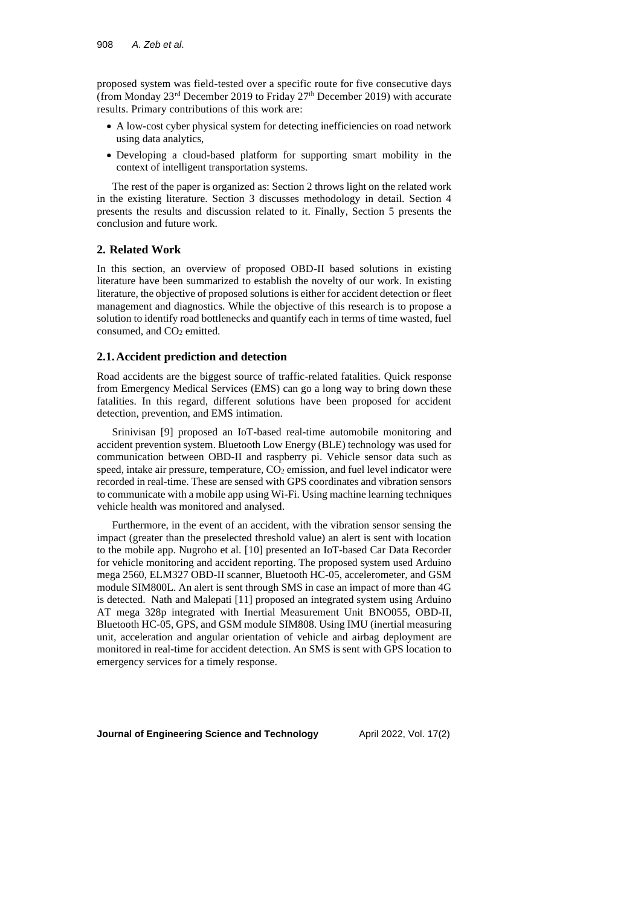proposed system was field-tested over a specific route for five consecutive days (from Monday 23rd December 2019 to Friday 27th December 2019) with accurate results. Primary contributions of this work are:

- A low-cost cyber physical system for detecting inefficiencies on road network using data analytics,
- Developing a cloud-based platform for supporting smart mobility in the context of intelligent transportation systems.

The rest of the paper is organized as: Section 2 throws light on the related work in the existing literature. Section 3 discusses methodology in detail. Section 4 presents the results and discussion related to it. Finally, Section 5 presents the conclusion and future work.

## 2. Related Work

In this section, an overview of proposed OBD-II based solutions in existing literature have been summarized to establish the novelty of our work. In existing literature, the objective of proposed solutions is either for accident detection or fleet management and diagnostics. While the objective of this research is to propose a solution to identify road bottlenecks and quantify each in terms of time wasted, fuel consumed, and $CO_2$ emitted.

### 2.1. Accident prediction and detection

Road accidents are the biggest source of traffic-related fatalities. Quick response from Emergency Medical Services (EMS) can go a long way to bring down these fatalities. In this regard, different solutions have been proposed for accident detection, prevention, and EMS intimation.

Srinivisan [9] proposed an IoT-based real-time automobile monitoring and accident prevention system. Bluetooth Low Energy (BLE) technology was used for communication between OBD-II and raspberry pi. Vehicle sensor data such as speed, intake air pressure, temperature, $CO_2$ emission, and fuel level indicator were recorded in real-time. These are sensed with GPS coordinates and vibration sensors to communicate with a mobile app using Wi-Fi. Using machine learning techniques vehicle health was monitored and analysed.

Furthermore, in the event of an accident, with the vibration sensor sensing the impact (greater than the preselected threshold value) an alert is sent with location to the mobile app. Nugroho et al. [10] presented an IoT-based Car Data Recorder for vehicle monitoring and accident reporting. The proposed system used Arduino mega 2560, ELM327 OBD-II scanner, Bluetooth HC-05, accelerometer, and GSM module SIM800L. An alert is sent through SMS in case an impact of more than 4G is detected. Nath and Malepati [11] proposed an integrated system using Arduino AT mega 328p integrated with Inertial Measurement Unit BNO055, OBD-II, Bluetooth HC-05, GPS, and GSM module SIM808. Using IMU (inertial measuring unit, acceleration and angular orientation of vehicle and airbag deployment are monitored in real-time for accident detection. An SMS is sent with GPS location to emergency services for a timely response.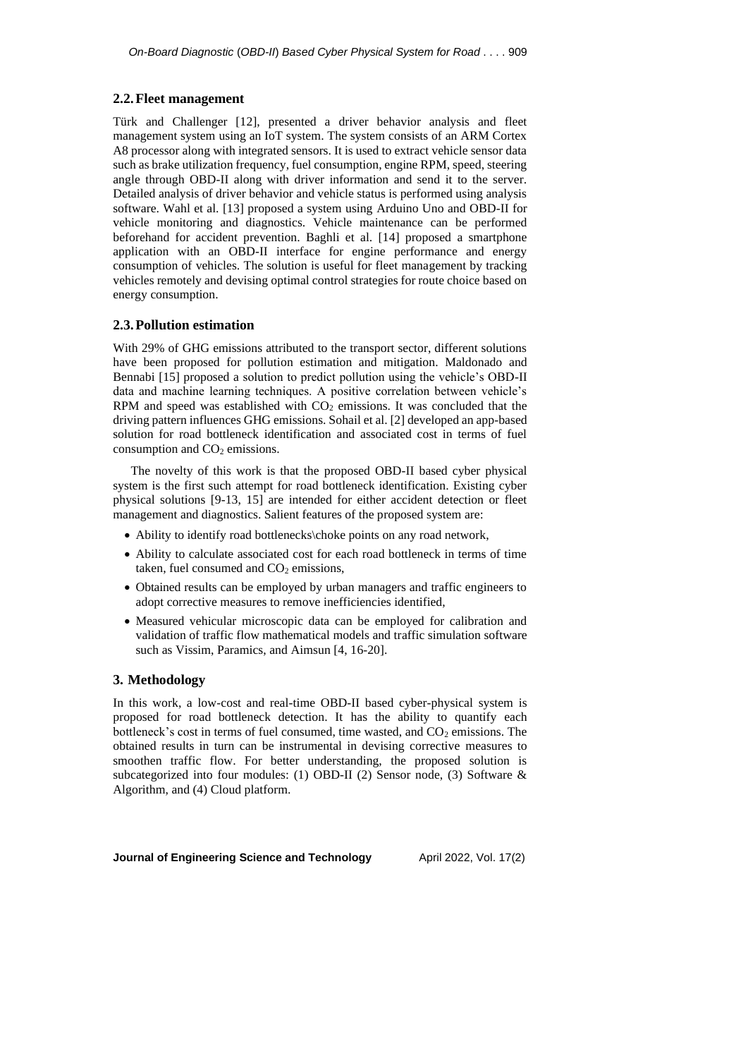### 2.2. Fleet management

Türk and Challenger [12], presented a driver behavior analysis and fleet management system using an IoT system. The system consists of an ARM Cortex A8 processor along with integrated sensors. It is used to extract vehicle sensor data such as brake utilization frequency, fuel consumption, engine RPM, speed, steering angle through OBD-II along with driver information and send it to the server. Detailed analysis of driver behavior and vehicle status is performed using analysis software. Wahl et al. [13] proposed a system using Arduino Uno and OBD-II for vehicle monitoring and diagnostics. Vehicle maintenance can be performed beforehand for accident prevention. Baghli et al. [14] proposed a smartphone application with an OBD-II interface for engine performance and energy consumption of vehicles. The solution is useful for fleet management by tracking vehicles remotely and devising optimal control strategies for route choice based on energy consumption.

### 2.3. Pollution estimation

With 29% of GHG emissions attributed to the transport sector, different solutions have been proposed for pollution estimation and mitigation. Maldonado and Bennabi [15] proposed a solution to predict pollution using the vehicle's OBD-II data and machine learning techniques. A positive correlation between vehicle's RPM and speed was established with $CO_2$ emissions. It was concluded that the driving pattern influences GHG emissions. Sohail et al. [2] developed an app-based solution for road bottleneck identification and associated cost in terms of fuel consumption and $CO_2$ emissions.

The novelty of this work is that the proposed OBD-II based cyber physical system is the first such attempt for road bottleneck identification. Existing cyber physical solutions [9-13, 15] are intended for either accident detection or fleet management and diagnostics. Salient features of the proposed system are:

- Ability to identify road bottlenecks\choke points on any road network,
- Ability to calculate associated cost for each road bottleneck in terms of time taken, fuel consumed and $CO_2$ emissions,
- Obtained results can be employed by urban managers and traffic engineers to adopt corrective measures to remove inefficiencies identified,
- Measured vehicular microscopic data can be employed for calibration and validation of traffic flow mathematical models and traffic simulation software such as Vissim, Paramics, and Aimsun [4, 16-20].

## 3. Methodology

In this work, a low-cost and real-time OBD-II based cyber-physical system is proposed for road bottleneck detection. It has the ability to quantify each bottleneck's cost in terms of fuel consumed, time wasted, and $CO_2$ emissions. The obtained results in turn can be instrumental in devising corrective measures to smoothen traffic flow. For better understanding, the proposed solution is subcategorized into four modules: (1) OBD-II (2) Sensor node, (3) Software & Algorithm, and (4) Cloud platform.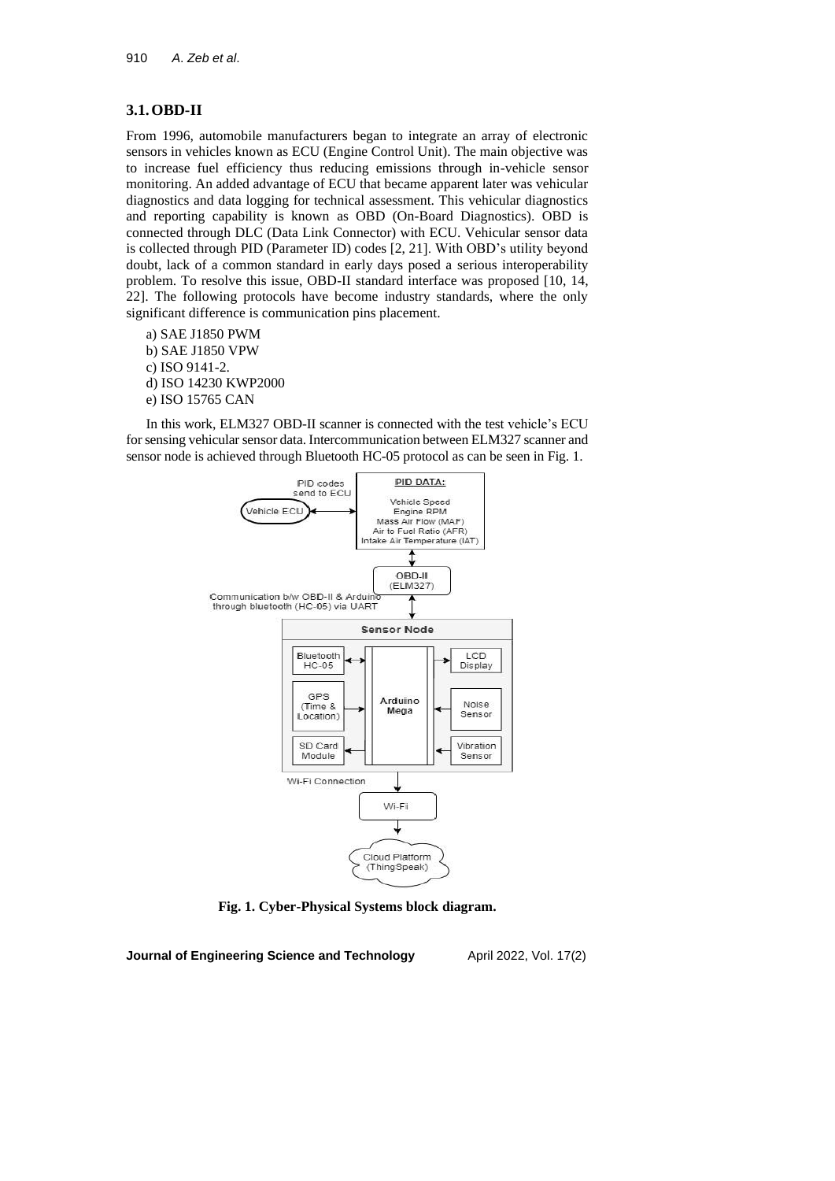## 3.1. OBD-II

From 1996, automobile manufacturers began to integrate an array of electronic sensors in vehicles known as ECU (Engine Control Unit). The main objective was to increase fuel efficiency thus reducing emissions through in-vehicle sensor monitoring. An added advantage of ECU that became apparent later was vehicular diagnostics and data logging for technical assessment. This vehicular diagnostics and reporting capability is known as OBD (On-Board Diagnostics). OBD is connected through DLC (Data Link Connector) with ECU. Vehicular sensor data is collected through PID (Parameter ID) codes [2, 21]. With OBD's utility beyond doubt, lack of a common standard in early days posed a serious interoperability problem. To resolve this issue, OBD-II standard interface was proposed [10, 14, 22]. The following protocols have become industry standards, where the only significant difference is communication pins placement.

a) SAE J1850 PWM
b) SAE J1850 VPW
c) ISO 9141-2.
d) ISO 14230 KWP2000
e) ISO 15765 CAN

In this work, ELM327 OBD-II scanner is connected with the test vehicle's ECU for sensing vehicular sensor data. Intercommunication between ELM327 scanner and sensor node is achieved through Bluetooth HC-05 protocol as can be seen in Fig. 1.

**Fig. 1. Cyber-Physical Systems block diagram.**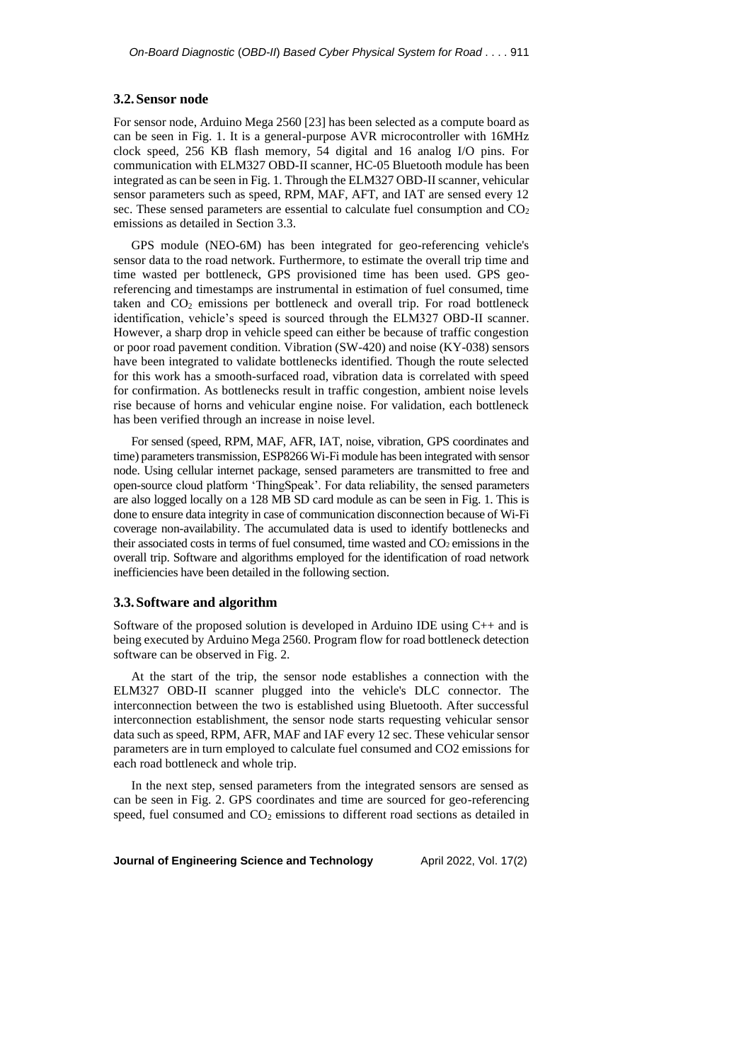### 3.2. Sensor node

For sensor node, Arduino Mega 2560 [23] has been selected as a compute board as can be seen in Fig. 1. It is a general-purpose AVR microcontroller with 16MHz clock speed, 256 KB flash memory, 54 digital and 16 analog I/O pins. For communication with ELM327 OBD-II scanner, HC-05 Bluetooth module has been integrated as can be seen in Fig. 1. Through the ELM327 OBD-II scanner, vehicular sensor parameters such as speed, RPM, MAF, AFT, and IAT are sensed every 12 sec. These sensed parameters are essential to calculate fuel consumption and $CO_2$ emissions as detailed in Section 3.3.

GPS module (NEO-6M) has been integrated for geo-referencing vehicle's sensor data to the road network. Furthermore, to estimate the overall trip time and time wasted per bottleneck, GPS provisioned time has been used. GPS geo-referencing and timestamps are instrumental in estimation of fuel consumed, time taken and $CO_2$ emissions per bottleneck and overall trip. For road bottleneck identification, vehicle's speed is sourced through the ELM327 OBD-II scanner. However, a sharp drop in vehicle speed can either be because of traffic congestion or poor road pavement condition. Vibration (SW-420) and noise (KY-038) sensors have been integrated to validate bottlenecks identified. Though the route selected for this work has a smooth-surfaced road, vibration data is correlated with speed for confirmation. As bottlenecks result in traffic congestion, ambient noise levels rise because of horns and vehicular engine noise. For validation, each bottleneck has been verified through an increase in noise level.

For sensed (speed, RPM, MAF, AFR, IAT, noise, vibration, GPS coordinates and time) parameters transmission, ESP8266 Wi-Fi module has been integrated with sensor node. Using cellular internet package, sensed parameters are transmitted to free and open-source cloud platform 'ThingSpeak'. For data reliability, the sensed parameters are also logged locally on a 128 MB SD card module as can be seen in Fig. 1. This is done to ensure data integrity in case of communication disconnection because of Wi-Fi coverage non-availability. The accumulated data is used to identify bottlenecks and their associated costs in terms of fuel consumed, time wasted and $CO_2$ emissions in the overall trip. Software and algorithms employed for the identification of road network inefficiencies have been detailed in the following section.

### 3.3. Software and algorithm

Software of the proposed solution is developed in Arduino IDE using C++ and is being executed by Arduino Mega 2560. Program flow for road bottleneck detection software can be observed in Fig. 2.

At the start of the trip, the sensor node establishes a connection with the ELM327 OBD-II scanner plugged into the vehicle's DLC connector. The interconnection between the two is established using Bluetooth. After successful interconnection establishment, the sensor node starts requesting vehicular sensor data such as speed, RPM, AFR, MAF and IAF every 12 sec. These vehicular sensor parameters are in turn employed to calculate fuel consumed and CO2 emissions for each road bottleneck and whole trip.

In the next step, sensed parameters from the integrated sensors are sensed as can be seen in Fig. 2. GPS coordinates and time are sourced for geo-referencing speed, fuel consumed and $CO_2$ emissions to different road sections as detailed in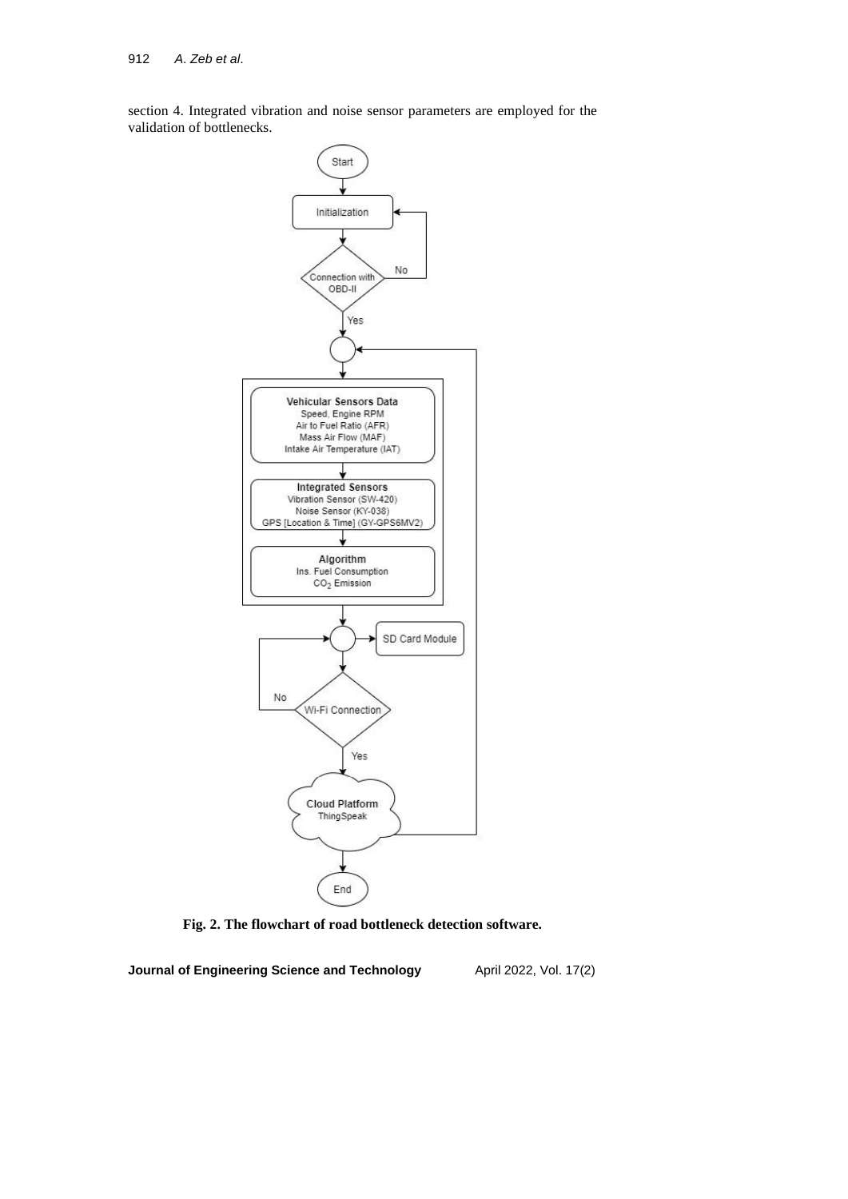section 4. Integrated vibration and noise sensor parameters are employed for the validation of bottlenecks.

**Fig. 2. The flowchart of road bottleneck detection software.**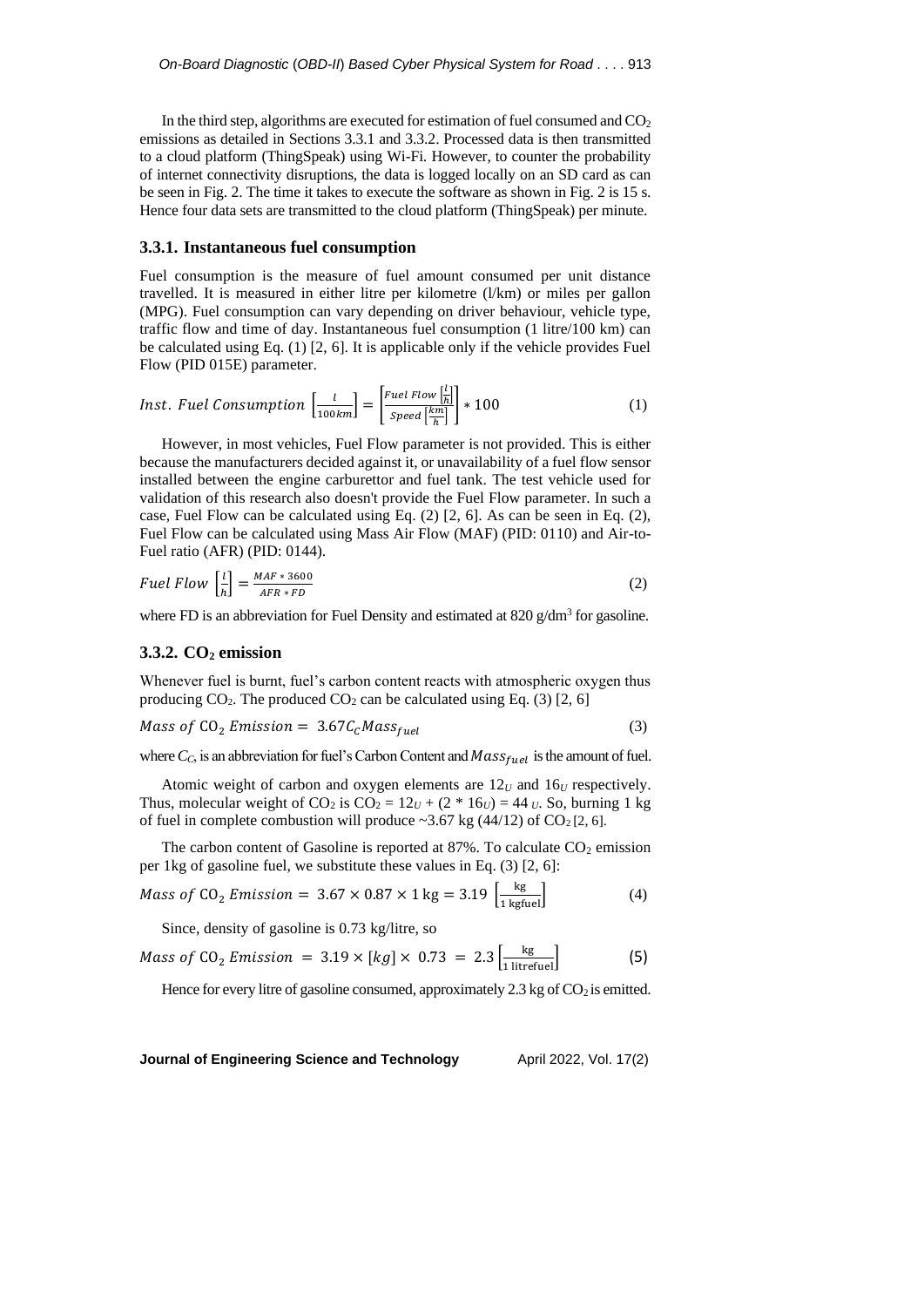In the third step, algorithms are executed for estimation of fuel consumed and $CO_2$ emissions as detailed in Sections 3.3.1 and 3.3.2. Processed data is then transmitted to a cloud platform (ThingSpeak) using Wi-Fi. However, to counter the probability of internet connectivity disruptions, the data is logged locally on an SD card as can be seen in Fig. 2. The time it takes to execute the software as shown in Fig. 2 is 15 s. Hence four data sets are transmitted to the cloud platform (ThingSpeak) per minute.

### 3.3.1. Instantaneous fuel consumption

Fuel consumption is the measure of fuel amount consumed per unit distance travelled. It is measured in either litre per kilometre (l/km) or miles per gallon (MPG). Fuel consumption can vary depending on driver behaviour, vehicle type, traffic flow and time of day. Instantaneous fuel consumption (1 litre/100 km) can be calculated using Eq. (1) [2, 6]. It is applicable only if the vehicle provides Fuel Flow (PID 015E) parameter.

$$Inst.\ Fuel\ Consumption\ \left[\frac{l}{100km}\right] = \left[\frac{Fuel\ Flow\ \left[\frac{l}{h}\right]}{Speed\ \left[\frac{km}{h}\right]}\right] * 100 \tag{1}$$

However, in most vehicles, Fuel Flow parameter is not provided. This is either because the manufacturers decided against it, or unavailability of a fuel flow sensor installed between the engine carburettor and fuel tank. The test vehicle used for validation of this research also doesn't provide the Fuel Flow parameter. In such a case, Fuel Flow can be calculated using Eq. (2) [2, 6]. As can be seen in Eq. (2), Fuel Flow can be calculated using Mass Air Flow (MAF) (PID: 0110) and Air-to-Fuel ratio (AFR) (PID: 0144).

$$Fuel\ Flow\ \left[\frac{l}{h}\right] = \frac{MAF * 3600}{AFR * FD} \tag{2}$$

where FD is an abbreviation for Fuel Density and estimated at 820 g/dm$^3$ for gasoline.

### 3.3.2. $CO_2$ emission

Whenever fuel is burnt, fuel's carbon content reacts with atmospheric oxygen thus producing $CO_2$. The produced $CO_2$ can be calculated using Eq. (3) [2, 6]

$$Mass\ of\ CO_2\ Emission = 3.67 C_C Mass_{fuel} \tag{3}$$

where $C_C$, is an abbreviation for fuel's Carbon Content and $Mass_{fuel}$ is the amount of fuel.

Atomic weight of carbon and oxygen elements are $12_U$ and $16_U$ respectively. Thus, molecular weight of $CO_2$ is $CO_2 = 12_U + (2 * 16_U) = 44_U$. So, burning 1 kg of fuel in complete combustion will produce ~3.67 kg (44/12) of $CO_2$ [2, 6].

The carbon content of Gasoline is reported at 87%. To calculate $CO_2$ emission per 1kg of gasoline fuel, we substitute these values in Eq. (3) [2, 6]:

$$Mass\ of\ CO_2\ Emission = 3.67 \times 0.87 \times 1\ \text{kg} = 3.19\ \left[\frac{\text{kg}}{1\ \text{kgfuel}}\right] \tag{4}$$

Since, density of gasoline is 0.73 kg/litre, so

$$Mass\ of\ CO_2\ Emission = 3.19 \times [kg] \times 0.73 = 2.3 \left[\frac{\text{kg}}{1\ \text{litrefuel}}\right] \tag{5}$$

Hence for every litre of gasoline consumed, approximately 2.3 kg of $CO_2$ is emitted.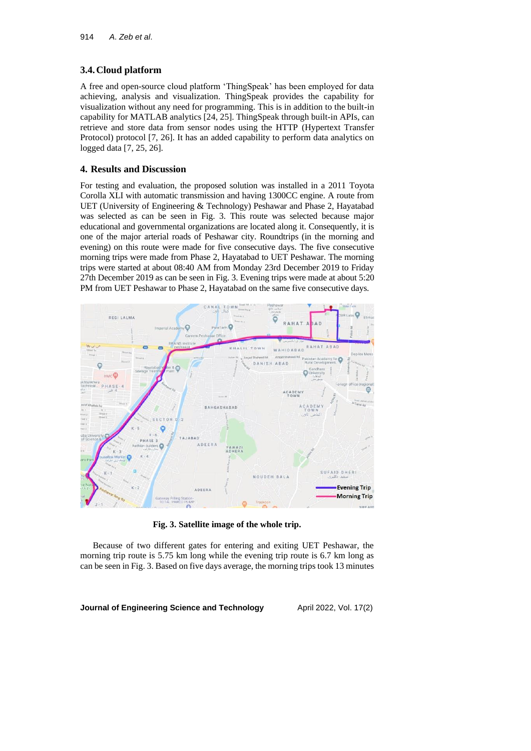### 3.4. Cloud platform

A free and open-source cloud platform 'ThingSpeak' has been employed for data achieving, analysis and visualization. ThingSpeak provides the capability for visualization without any need for programming. This is in addition to the built-in capability for MATLAB analytics [24, 25]. ThingSpeak through built-in APIs, can retrieve and store data from sensor nodes using the HTTP (Hypertext Transfer Protocol) protocol [7, 26]. It has an added capability to perform data analytics on logged data [7, 25, 26].

## 4. Results and Discussion

For testing and evaluation, the proposed solution was installed in a 2011 Toyota Corolla XLI with automatic transmission and having 1300CC engine. A route from UET (University of Engineering & Technology) Peshawar and Phase 2, Hayatabad was selected as can be seen in Fig. 3. This route was selected because major educational and governmental organizations are located along it. Consequently, it is one of the major arterial roads of Peshawar city. Roundtrips (in the morning and evening) on this route were made for five consecutive days. The five consecutive morning trips were made from Phase 2, Hayatabad to UET Peshawar. The morning trips were started at about 08:40 AM from Monday 23rd December 2019 to Friday 27th December 2019 as can be seen in Fig. 3. Evening trips were made at about 5:20 PM from UET Peshawar to Phase 2, Hayatabad on the same five consecutive days.

**Fig. 3. Satellite image of the whole trip.**

Because of two different gates for entering and exiting UET Peshawar, the morning trip route is 5.75 km long while the evening trip route is 6.7 km long as can be seen in Fig. 3. Based on five days average, the morning trips took 13 minutes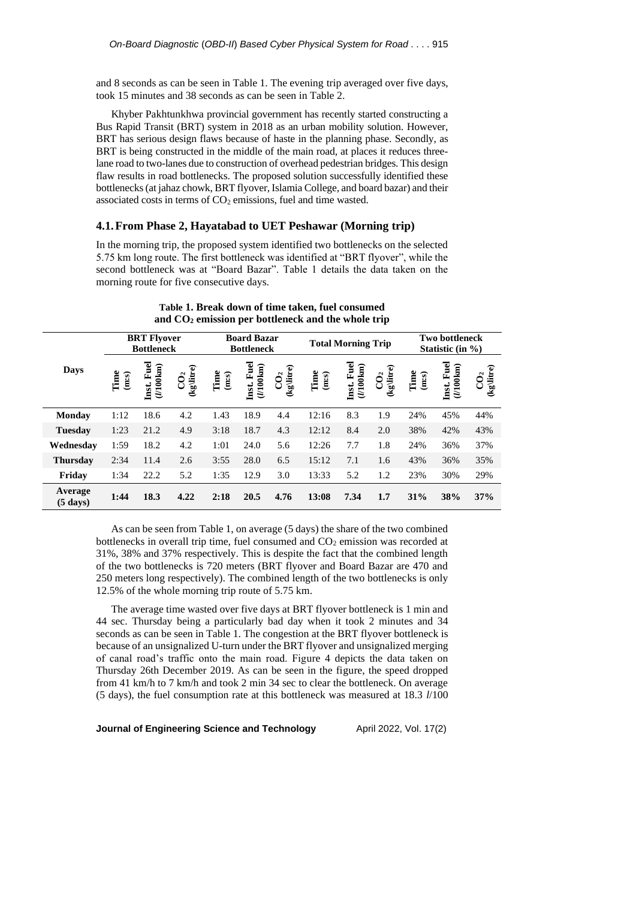and 8 seconds as can be seen in Table 1. The evening trip averaged over five days, took 15 minutes and 38 seconds as can be seen in Table 2.

Khyber Pakhtunkhwa provincial government has recently started constructing a Bus Rapid Transit (BRT) system in 2018 as an urban mobility solution. However, BRT has serious design flaws because of haste in the planning phase. Secondly, as BRT is being constructed in the middle of the main road, at places it reduces three-lane road to two-lanes due to construction of overhead pedestrian bridges. This design flaw results in road bottlenecks. The proposed solution successfully identified these bottlenecks (at jahaz chowk, BRT flyover, Islamia College, and board bazar) and their associated costs in terms of $CO_2$ emissions, fuel and time wasted.

### 4.1. From Phase 2, Hayatabad to UET Peshawar (Morning trip)

In the morning trip, the proposed system identified two bottlenecks on the selected 5.75 km long route. The first bottleneck was identified at "BRT flyover", while the second bottleneck was at "Board Bazar". Table 1 details the data taken on the morning route for five consecutive days.

**Table 1. Break down of time taken, fuel consumed and $CO_2$ emission per bottleneck and the whole trip**

| Days | BRT Flyover Bottleneck | | | Board Bazar Bottleneck | | | Total Morning Trip | | | Two bottleneck Statistic (in %) | | |
|---|---|---|---|---|---|---|---|---|---|---|---|---|
| | Time (m:s) | Inst. Fuel (*l*/100km) | $CO_2$ (kg\litre) | Time (m:s) | Inst. Fuel (*l*/100km) | $CO_2$ (kg\litre) | Time (m:s) | Inst. Fuel (*l*/100km) | $CO_2$ (kg\litre) | Time | Inst. Fuel (*l*/100km) | $CO_2$ (kg\litre) |
| **Monday** | 1:12 | 18.6 | 4.2 | 1.43 | 18.9 | 4.4 | 12:16 | 8.3 | 1.9 | 24% | 45% | 44% |
| **Tuesday** | 1:23 | 21.2 | 4.9 | 3:18 | 18.7 | 4.3 | 12:12 | 8.4 | 2.0 | 38% | 42% | 43% |
| **Wednesday** | 1:59 | 18.2 | 4.2 | 1:01 | 24.0 | 5.6 | 12:26 | 7.7 | 1.8 | 24% | 36% | 37% |
| **Thursday** | 2:34 | 11.4 | 2.6 | 3:55 | 28.0 | 6.5 | 15:12 | 7.1 | 1.6 | 43% | 36% | 35% |
| **Friday** | 1:34 | 22.2 | 5.2 | 1:35 | 12.9 | 3.0 | 13:33 | 5.2 | 1.2 | 23% | 30% | 29% |
| **Average (5 days)** | **1:44** | **18.3** | **4.22** | **2:18** | **20.5** | **4.76** | **13:08** | **7.34** | **1.7** | **31%** | **38%** | **37%** |

As can be seen from Table 1, on average (5 days) the share of the two combined bottlenecks in overall trip time, fuel consumed and $CO_2$ emission was recorded at 31%, 38% and 37% respectively. This is despite the fact that the combined length of the two bottlenecks is 720 meters (BRT flyover and Board Bazar are 470 and 250 meters long respectively). The combined length of the two bottlenecks is only 12.5% of the whole morning trip route of 5.75 km.

The average time wasted over five days at BRT flyover bottleneck is 1 min and 44 sec. Thursday being a particularly bad day when it took 2 minutes and 34 seconds as can be seen in Table 1. The congestion at the BRT flyover bottleneck is because of an unsignalized U-turn under the BRT flyover and unsignalized merging of canal road's traffic onto the main road. Figure 4 depicts the data taken on Thursday 26th December 2019. As can be seen in the figure, the speed dropped from 41 km/h to 7 km/h and took 2 min 34 sec to clear the bottleneck. On average (5 days), the fuel consumption rate at this bottleneck was measured at 18.3 *l*/100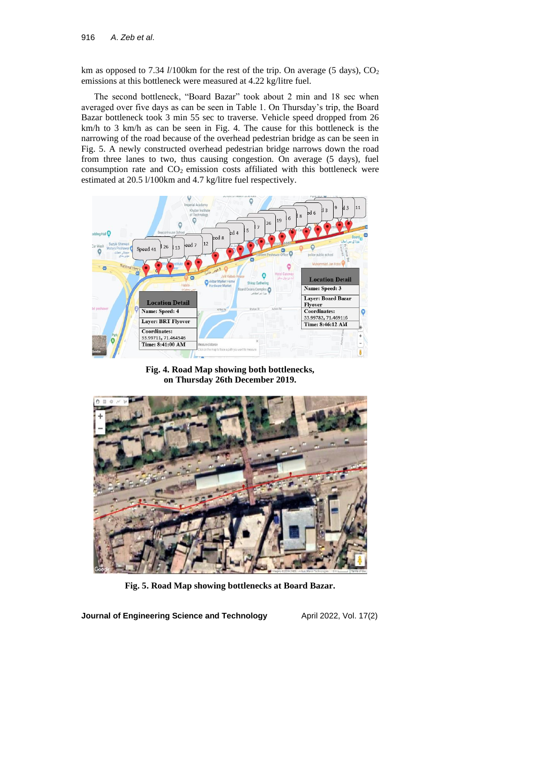km as opposed to 7.34 *l*/100km for the rest of the trip. On average (5 days), $CO_2$ emissions at this bottleneck were measured at 4.22 kg/litre fuel.

The second bottleneck, "Board Bazar" took about 2 min and 18 sec when averaged over five days as can be seen in Table 1. On Thursday's trip, the Board Bazar bottleneck took 3 min 55 sec to traverse. Vehicle speed dropped from 26 km/h to 3 km/h as can be seen in Fig. 4. The cause for this bottleneck is the narrowing of the road because of the overhead pedestrian bridge as can be seen in Fig. 5. A newly constructed overhead pedestrian bridge narrows down the road from three lanes to two, thus causing congestion. On average (5 days), fuel consumption rate and $CO_2$ emission costs affiliated with this bottleneck were estimated at 20.5 l/100km and 4.7 kg/litre fuel respectively.

**Fig. 4. Road Map showing both bottlenecks, on Thursday 26th December 2019.**

**Fig. 5. Road Map showing bottlenecks at Board Bazar.**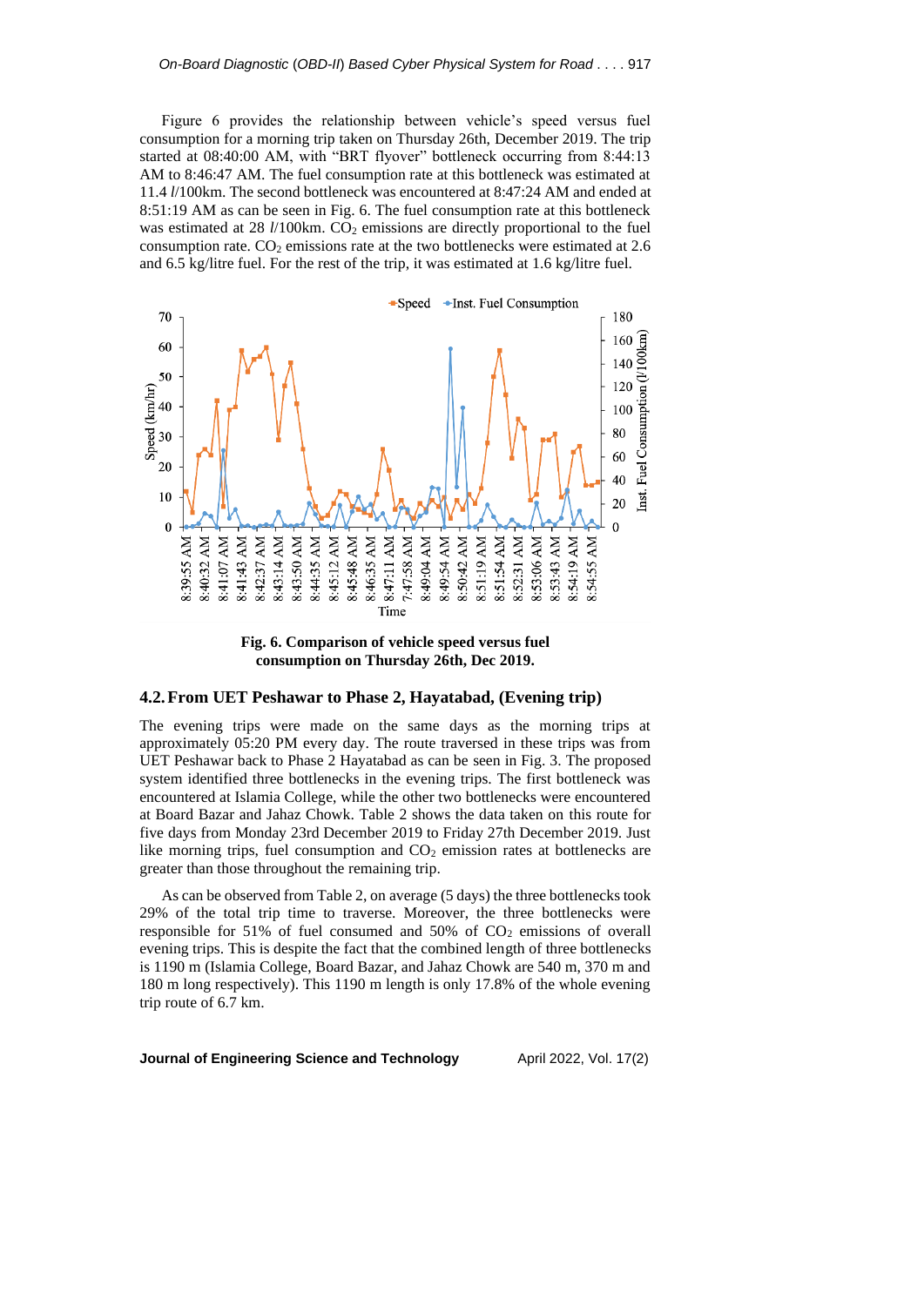Figure 6 provides the relationship between vehicle's speed versus fuel consumption for a morning trip taken on Thursday 26th, December 2019. The trip started at 08:40:00 AM, with "BRT flyover" bottleneck occurring from 8:44:13 AM to 8:46:47 AM. The fuel consumption rate at this bottleneck was estimated at 11.4 *l*/100km. The second bottleneck was encountered at 8:47:24 AM and ended at 8:51:19 AM as can be seen in Fig. 6. The fuel consumption rate at this bottleneck was estimated at 28 *l*/100km. $CO_2$ emissions are directly proportional to the fuel consumption rate. $CO_2$ emissions rate at the two bottlenecks were estimated at 2.6 and 6.5 kg/litre fuel. For the rest of the trip, it was estimated at 1.6 kg/litre fuel.

**Fig. 6. Comparison of vehicle speed versus fuel consumption on Thursday 26th, Dec 2019.**

## 4.2. From UET Peshawar to Phase 2, Hayatabad, (Evening trip)

The evening trips were made on the same days as the morning trips at approximately 05:20 PM every day. The route traversed in these trips was from UET Peshawar back to Phase 2 Hayatabad as can be seen in Fig. 3. The proposed system identified three bottlenecks in the evening trips. The first bottleneck was encountered at Islamia College, while the other two bottlenecks were encountered at Board Bazar and Jahaz Chowk. Table 2 shows the data taken on this route for five days from Monday 23rd December 2019 to Friday 27th December 2019. Just like morning trips, fuel consumption and $CO_2$ emission rates at bottlenecks are greater than those throughout the remaining trip.

As can be observed from Table 2, on average (5 days) the three bottlenecks took 29% of the total trip time to traverse. Moreover, the three bottlenecks were responsible for 51% of fuel consumed and 50% of $CO_2$ emissions of overall evening trips. This is despite the fact that the combined length of three bottlenecks is 1190 m (Islamia College, Board Bazar, and Jahaz Chowk are 540 m, 370 m and 180 m long respectively). This 1190 m length is only 17.8% of the whole evening trip route of 6.7 km.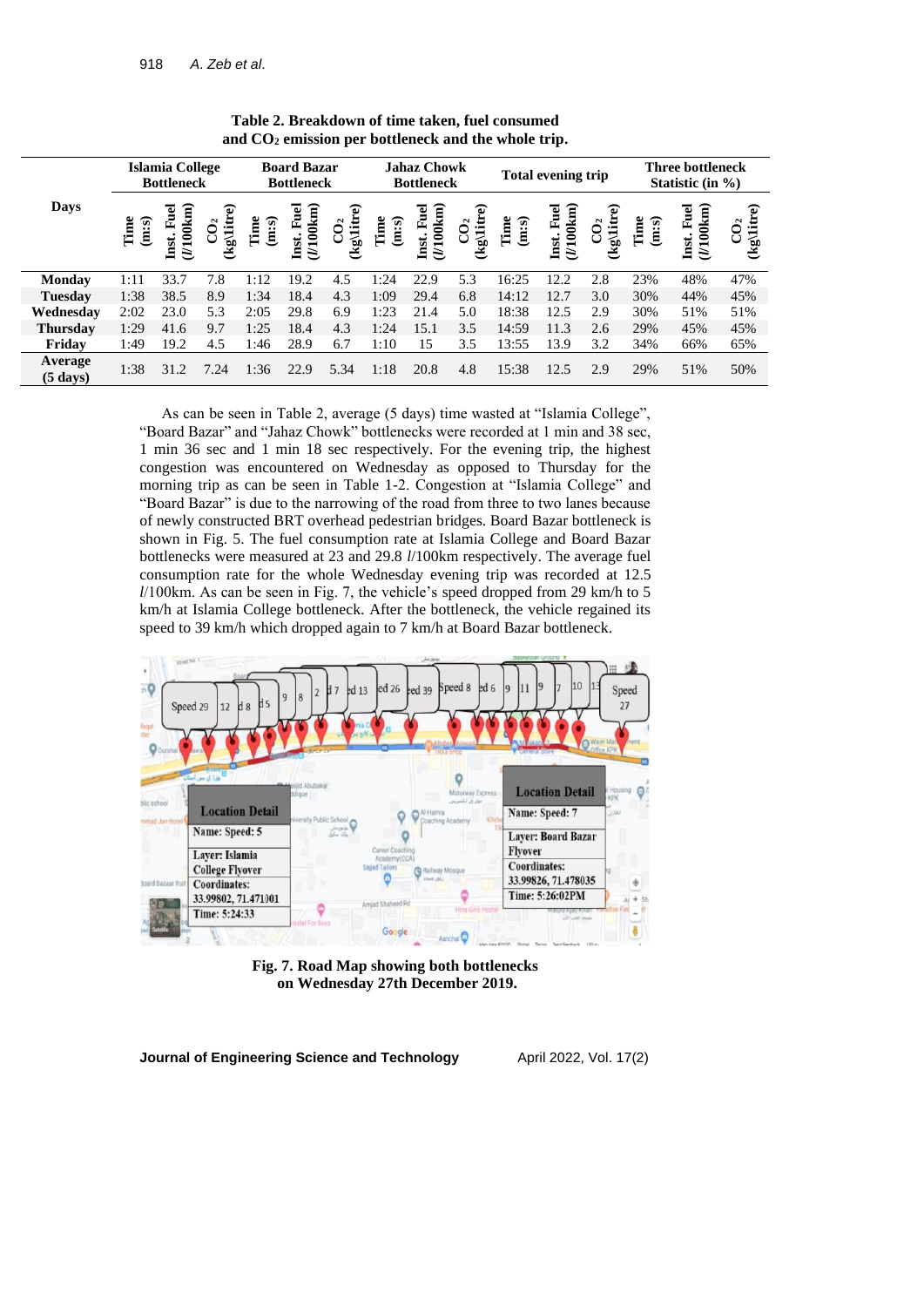**Table 2. Breakdown of time taken, fuel consumed and $CO_2$ emission per bottleneck and the whole trip.**

| Days | Islamia College Bottleneck | | | Board Bazar Bottleneck | | | Jahaz Chowk Bottleneck | | | Total evening trip | | | Three bottleneck Statistic (in %) | | |
|---|---|---|---|---|---|---|---|---|---|---|---|---|---|---|---|
| | Time (m:s) | Inst. Fuel (l/100km) | $CO_2$ (kg\litre) | Time (m:s) | Inst. Fuel (l/100km) | $CO_2$ (kg\litre) | Time (m:s) | Inst. Fuel (l/100km) | $CO_2$ (kg\litre) | Time (m:s) | Inst. Fuel (l/100km) | $CO_2$ (kg\litre) | Time (m:s) | Inst. Fuel (l/100km) | $CO_2$ (kg\litre) |
| **Monday** | 1:11 | 33.7 | 7.8 | 1:12 | 19.2 | 4.5 | 1:24 | 22.9 | 5.3 | 16:25 | 12.2 | 2.8 | 23% | 48% | 47% |
| **Tuesday** | 1:38 | 38.5 | 8.9 | 1:34 | 18.4 | 4.3 | 1:09 | 29.4 | 6.8 | 14:12 | 12.7 | 3.0 | 30% | 44% | 45% |
| **Wednesday** | 2:02 | 23.0 | 5.3 | 2:05 | 29.8 | 6.9 | 1:23 | 21.4 | 5.0 | 18:38 | 12.5 | 2.9 | 30% | 51% | 51% |
| **Thursday** | 1:29 | 41.6 | 9.7 | 1:25 | 18.4 | 4.3 | 1:24 | 15.1 | 3.5 | 14:59 | 11.3 | 2.6 | 29% | 45% | 45% |
| **Friday** | 1:49 | 19.2 | 4.5 | 1:46 | 28.9 | 6.7 | 1:10 | 15 | 3.5 | 13:55 | 13.9 | 3.2 | 34% | 66% | 65% |
| **Average (5 days)** | 1:38 | 31.2 | 7.24 | 1:36 | 22.9 | 5.34 | 1:18 | 20.8 | 4.8 | 15:38 | 12.5 | 2.9 | 29% | 51% | 50% |

As can be seen in Table 2, average (5 days) time wasted at "Islamia College", "Board Bazar" and "Jahaz Chowk" bottlenecks were recorded at 1 min and 38 sec, 1 min 36 sec and 1 min 18 sec respectively. For the evening trip, the highest congestion was encountered on Wednesday as opposed to Thursday for the morning trip as can be seen in Table 1-2. Congestion at "Islamia College" and "Board Bazar" is due to the narrowing of the road from three to two lanes because of newly constructed BRT overhead pedestrian bridges. Board Bazar bottleneck is shown in Fig. 5. The fuel consumption rate at Islamia College and Board Bazar bottlenecks were measured at 23 and 29.8 l/100km respectively. The average fuel consumption rate for the whole Wednesday evening trip was recorded at 12.5 l/100km. As can be seen in Fig. 7, the vehicle's speed dropped from 29 km/h to 5 km/h at Islamia College bottleneck. After the bottleneck, the vehicle regained its speed to 39 km/h which dropped again to 7 km/h at Board Bazar bottleneck.

**Fig. 7. Road Map showing both bottlenecks on Wednesday 27th December 2019.**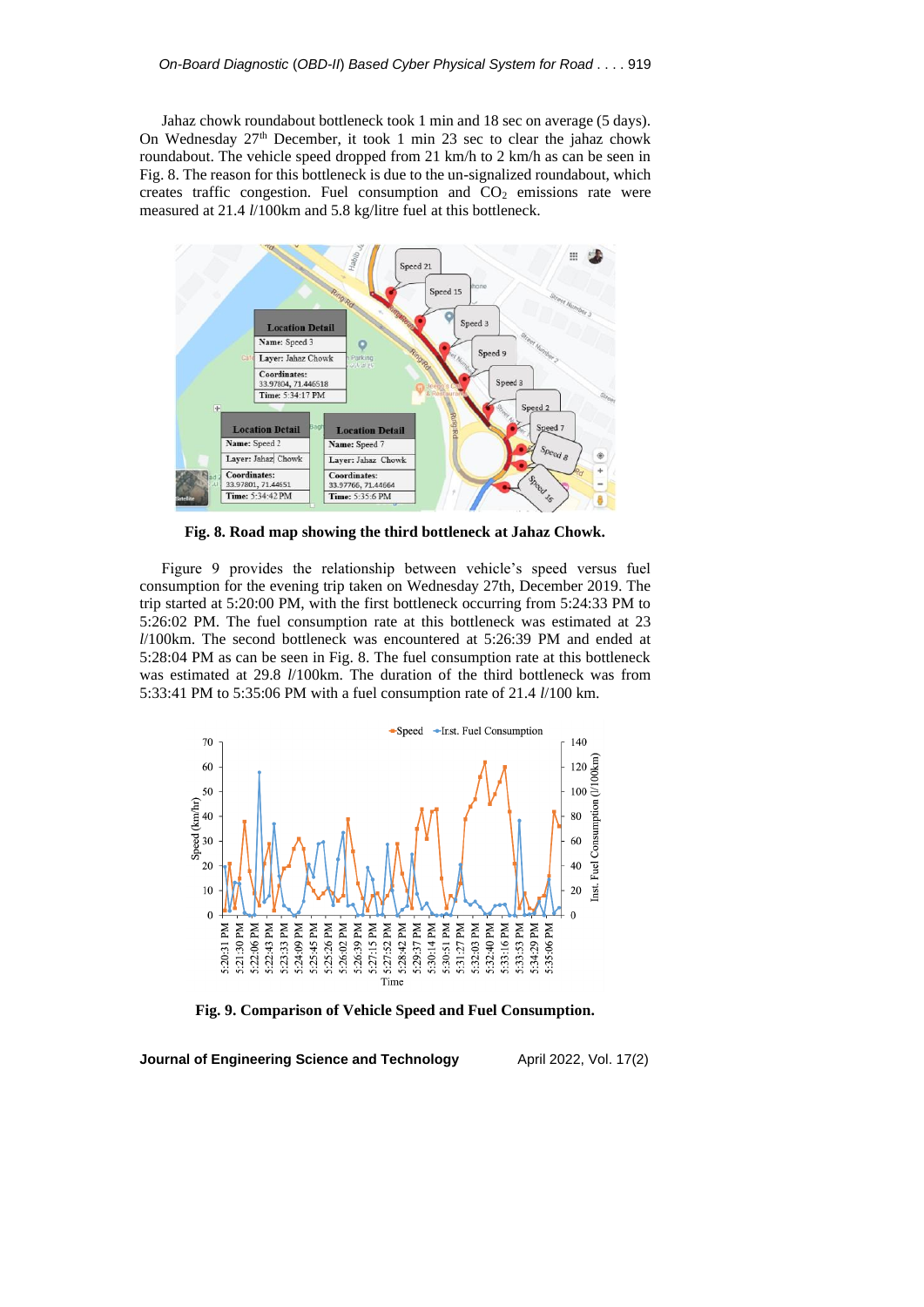Jahaz chowk roundabout bottleneck took 1 min and 18 sec on average (5 days). On Wednesday 27th December, it took 1 min 23 sec to clear the jahaz chowk roundabout. The vehicle speed dropped from 21 km/h to 2 km/h as can be seen in Fig. 8. The reason for this bottleneck is due to the un-signalized roundabout, which creates traffic congestion. Fuel consumption and $CO_2$ emissions rate were measured at 21.4 l/100km and 5.8 kg/litre fuel at this bottleneck.

**Fig. 8. Road map showing the third bottleneck at Jahaz Chowk.**

Figure 9 provides the relationship between vehicle's speed versus fuel consumption for the evening trip taken on Wednesday 27th, December 2019. The trip started at 5:20:00 PM, with the first bottleneck occurring from 5:24:33 PM to 5:26:02 PM. The fuel consumption rate at this bottleneck was estimated at 23 l/100km. The second bottleneck was encountered at 5:26:39 PM and ended at 5:28:04 PM as can be seen in Fig. 8. The fuel consumption rate at this bottleneck was estimated at 29.8 l/100km. The duration of the third bottleneck was from 5:33:41 PM to 5:35:06 PM with a fuel consumption rate of 21.4 l/100 km.

**Fig. 9. Comparison of Vehicle Speed and Fuel Consumption.**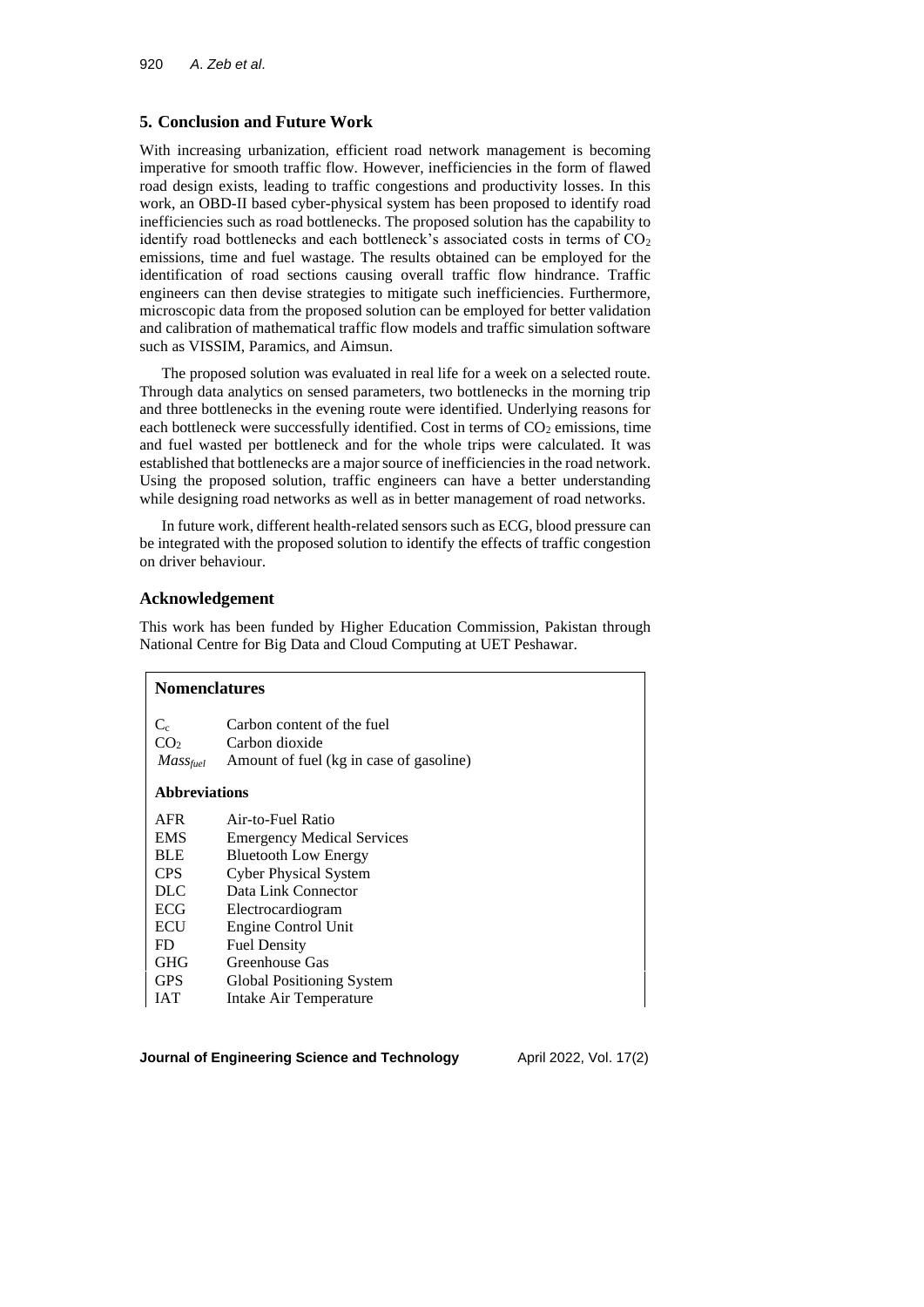## 5. Conclusion and Future Work

With increasing urbanization, efficient road network management is becoming imperative for smooth traffic flow. However, inefficiencies in the form of flawed road design exists, leading to traffic congestions and productivity losses. In this work, an OBD-II based cyber-physical system has been proposed to identify road inefficiencies such as road bottlenecks. The proposed solution has the capability to identify road bottlenecks and each bottleneck's associated costs in terms of $CO_2$ emissions, time and fuel wastage. The results obtained can be employed for the identification of road sections causing overall traffic flow hindrance. Traffic engineers can then devise strategies to mitigate such inefficiencies. Furthermore, microscopic data from the proposed solution can be employed for better validation and calibration of mathematical traffic flow models and traffic simulation software such as VISSIM, Paramics, and Aimsun.

The proposed solution was evaluated in real life for a week on a selected route. Through data analytics on sensed parameters, two bottlenecks in the morning trip and three bottlenecks in the evening route were identified. Underlying reasons for each bottleneck were successfully identified. Cost in terms of $CO_2$ emissions, time and fuel wasted per bottleneck and for the whole trips were calculated. It was established that bottlenecks are a major source of inefficiencies in the road network. Using the proposed solution, traffic engineers can have a better understanding while designing road networks as well as in better management of road networks.

In future work, different health-related sensors such as ECG, blood pressure can be integrated with the proposed solution to identify the effects of traffic congestion on driver behaviour.

## Acknowledgement

This work has been funded by Higher Education Commission, Pakistan through National Centre for Big Data and Cloud Computing at UET Peshawar.

### Nomenclatures

| | |
|---|---|
| $C_c$ | Carbon content of the fuel |
| $CO_2$ | Carbon dioxide |
| $Mass_{fuel}$ | Amount of fuel (kg in case of gasoline) |

### Abbreviations

| | |
|---|---|
| AFR | Air-to-Fuel Ratio |
| EMS | Emergency Medical Services |
| BLE | Bluetooth Low Energy |
| CPS | Cyber Physical System |
| DLC | Data Link Connector |
| ECG | Electrocardiogram |
| ECU | Engine Control Unit |
| FD | Fuel Density |
| GHG | Greenhouse Gas |
| GPS | Global Positioning System |
| IAT | Intake Air Temperature |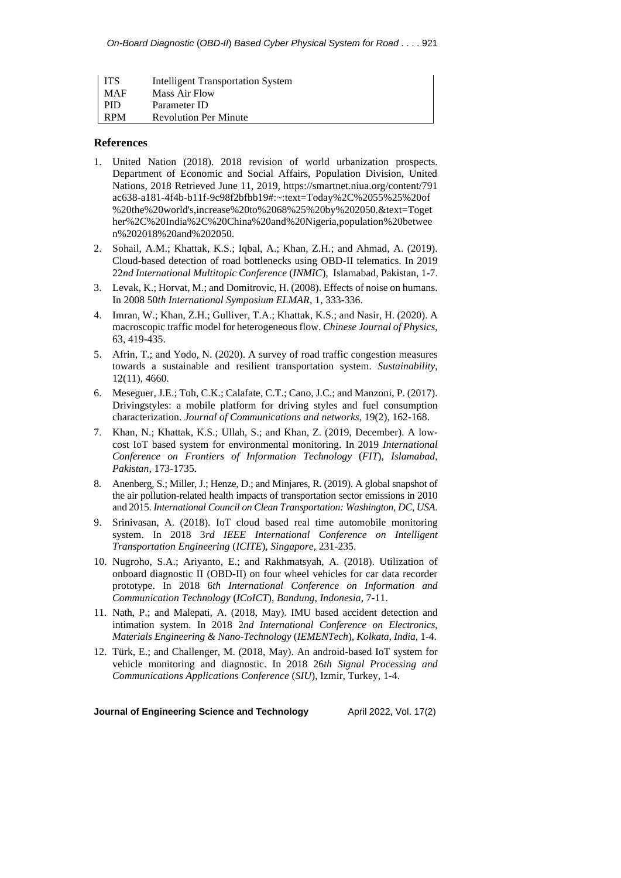| | |
|---|---|
| ITS | Intelligent Transportation System |
| MAF | Mass Air Flow |
| PID | Parameter ID |
| RPM | Revolution Per Minute |

## References

1. United Nation (2018). 2018 revision of world urbanization prospects. Department of Economic and Social Affairs, Population Division, United Nations, 2018 Retrieved June 11, 2019, https://smartnet.niua.org/content/791ac638-a181-4f4b-b11f-9c98f2bfbb19#:~:text=Today%2C%2055%25%20of%20the%20world's,increase%20to%2068%25%20by%202050.&text=Together%2C%20India%2C%20China%20and%20Nigeria,population%20between%202018%20and%202050.
2. Sohail, A.M.; Khattak, K.S.; Iqbal, A.; Khan, Z.H.; and Ahmad, A. (2019). Cloud-based detection of road bottlenecks using OBD-II telematics. In 2019 22*nd International Multitopic Conference* (*INMIC*), Islamabad, Pakistan, 1-7.
3. Levak, K.; Horvat, M.; and Domitrovic, H. (2008). Effects of noise on humans. In 2008 50*th International Symposium ELMAR*, 1, 333-336.
4. Imran, W.; Khan, Z.H.; Gulliver, T.A.; Khattak, K.S.; and Nasir, H. (2020). A macroscopic traffic model for heterogeneous flow. *Chinese Journal of Physics*, 63, 419-435.
5. Afrin, T.; and Yodo, N. (2020). A survey of road traffic congestion measures towards a sustainable and resilient transportation system. *Sustainability*, 12(11), 4660.
6. Meseguer, J.E.; Toh, C.K.; Calafate, C.T.; Cano, J.C.; and Manzoni, P. (2017). Drivingstyles: a mobile platform for driving styles and fuel consumption characterization. *Journal of Communications and networks*, 19(2), 162-168.
7. Khan, N.; Khattak, K.S.; Ullah, S.; and Khan, Z. (2019, December). A low-cost IoT based system for environmental monitoring. In 2019 *International Conference on Frontiers of Information Technology* (*FIT*), *Islamabad*, *Pakistan*, 173-1735.
8. Anenberg, S.; Miller, J.; Henze, D.; and Minjares, R. (2019). A global snapshot of the air pollution-related health impacts of transportation sector emissions in 2010 and 2015. *International Council on Clean Transportation: Washington*, *DC*, *USA*.
9. Srinivasan, A. (2018). IoT cloud based real time automobile monitoring system. In 2018 3*rd IEEE International Conference on Intelligent Transportation Engineering* (*ICITE*), *Singapore*, 231-235.
10. Nugroho, S.A.; Ariyanto, E.; and Rakhmatsyah, A. (2018). Utilization of onboard diagnostic II (OBD-II) on four wheel vehicles for car data recorder prototype. In 2018 6*th International Conference on Information and Communication Technology* (*ICoICT*), *Bandung*, *Indonesia*, 7-11.
11. Nath, P.; and Malepati, A. (2018, May). IMU based accident detection and intimation system. In 2018 2*nd International Conference on Electronics*, *Materials Engineering & Nano-Technology* (*IEMENTech*), *Kolkata*, *India*, 1-4.
12. Türk, E.; and Challenger, M. (2018, May). An android-based IoT system for vehicle monitoring and diagnostic. In 2018 26*th Signal Processing and Communications Applications Conference* (*SIU*), Izmir, Turkey, 1-4.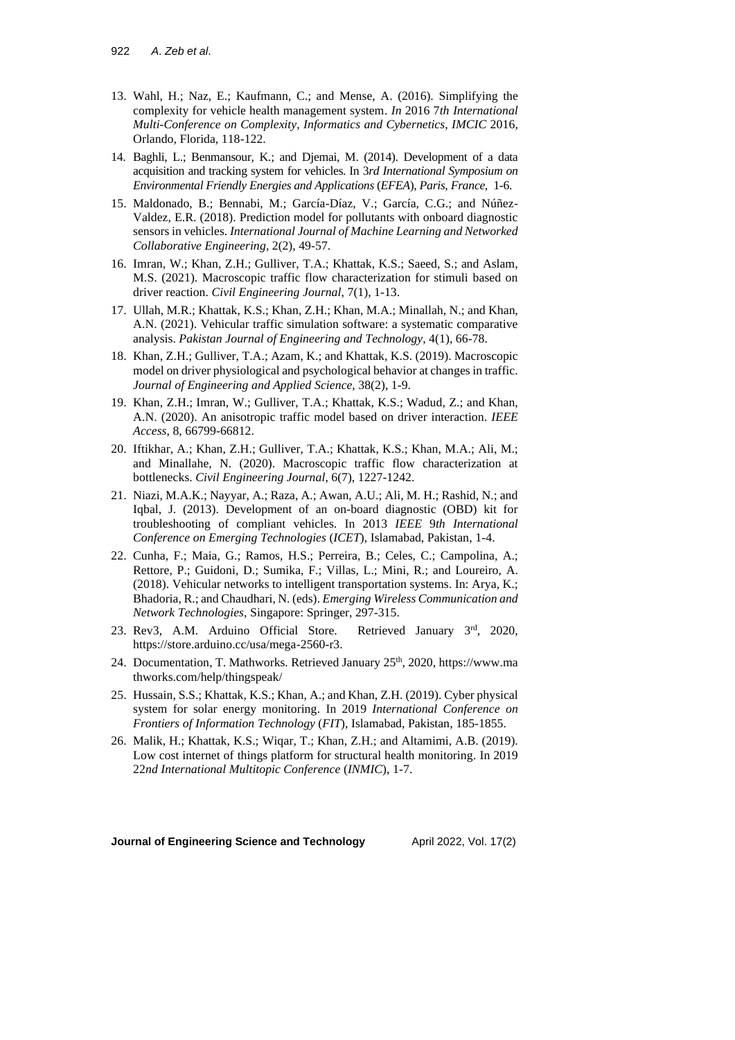13. Wahl, H.; Naz, E.; Kaufmann, C.; and Mense, A. (2016). Simplifying the complexity for vehicle health management system. *In* 2016 7*th International Multi-Conference on Complexity*, *Informatics and Cybernetics*, *IMCIC* 2016, Orlando, Florida, 118-122.

14. Baghli, L.; Benmansour, K.; and Djemai, M. (2014). Development of a data acquisition and tracking system for vehicles. In 3*rd International Symposium on Environmental Friendly Energies and Applications* (*EFEA*), *Paris*, *France*, 1-6.

15. Maldonado, B.; Bennabi, M.; García-Díaz, V.; García, C.G.; and Núñez-Valdez, E.R. (2018). Prediction model for pollutants with onboard diagnostic sensors in vehicles. *International Journal of Machine Learning and Networked Collaborative Engineering*, 2(2), 49-57.

16. Imran, W.; Khan, Z.H.; Gulliver, T.A.; Khattak, K.S.; Saeed, S.; and Aslam, M.S. (2021). Macroscopic traffic flow characterization for stimuli based on driver reaction. *Civil Engineering Journal*, 7(1), 1-13.

17. Ullah, M.R.; Khattak, K.S.; Khan, Z.H.; Khan, M.A.; Minallah, N.; and Khan, A.N. (2021). Vehicular traffic simulation software: a systematic comparative analysis. *Pakistan Journal of Engineering and Technology*, 4(1), 66-78.

18. Khan, Z.H.; Gulliver, T.A.; Azam, K.; and Khattak, K.S. (2019). Macroscopic model on driver physiological and psychological behavior at changes in traffic. *Journal of Engineering and Applied Science*, 38(2), 1-9.

19. Khan, Z.H.; Imran, W.; Gulliver, T.A.; Khattak, K.S.; Wadud, Z.; and Khan, A.N. (2020). An anisotropic traffic model based on driver interaction. *IEEE Access*, 8, 66799-66812.

20. Iftikhar, A.; Khan, Z.H.; Gulliver, T.A.; Khattak, K.S.; Khan, M.A.; Ali, M.; and Minallahe, N. (2020). Macroscopic traffic flow characterization at bottlenecks. *Civil Engineering Journal*, 6(7), 1227-1242.

21. Niazi, M.A.K.; Nayyar, A.; Raza, A.; Awan, A.U.; Ali, M. H.; Rashid, N.; and Iqbal, J. (2013). Development of an on-board diagnostic (OBD) kit for troubleshooting of compliant vehicles. In 2013 *IEEE* 9*th International Conference on Emerging Technologies* (*ICET*), Islamabad, Pakistan, 1-4.

22. Cunha, F.; Maia, G.; Ramos, H.S.; Perreira, B.; Celes, C.; Campolina, A.; Rettore, P.; Guidoni, D.; Sumika, F.; Villas, L.; Mini, R.; and Loureiro, A. (2018). Vehicular networks to intelligent transportation systems. In: Arya, K.; Bhadoria, R.; and Chaudhari, N. (eds). *Emerging Wireless Communication and Network Technologies*, Singapore: Springer, 297-315.

23. Rev3, A.M. Arduino Official Store. Retrieved January 3rd, 2020, https://store.arduino.cc/usa/mega-2560-r3.

24. Documentation, T. Mathworks. Retrieved January 25th, 2020, https://www.mathworks.com/help/thingspeak/

25. Hussain, S.S.; Khattak, K.S.; Khan, A.; and Khan, Z.H. (2019). Cyber physical system for solar energy monitoring. In 2019 *International Conference on Frontiers of Information Technology* (*FIT*), Islamabad, Pakistan, 185-1855.

26. Malik, H.; Khattak, K.S.; Wiqar, T.; Khan, Z.H.; and Altamimi, A.B. (2019). Low cost internet of things platform for structural health monitoring. In 2019 22*nd International Multitopic Conference* (*INMIC*), 1-7.